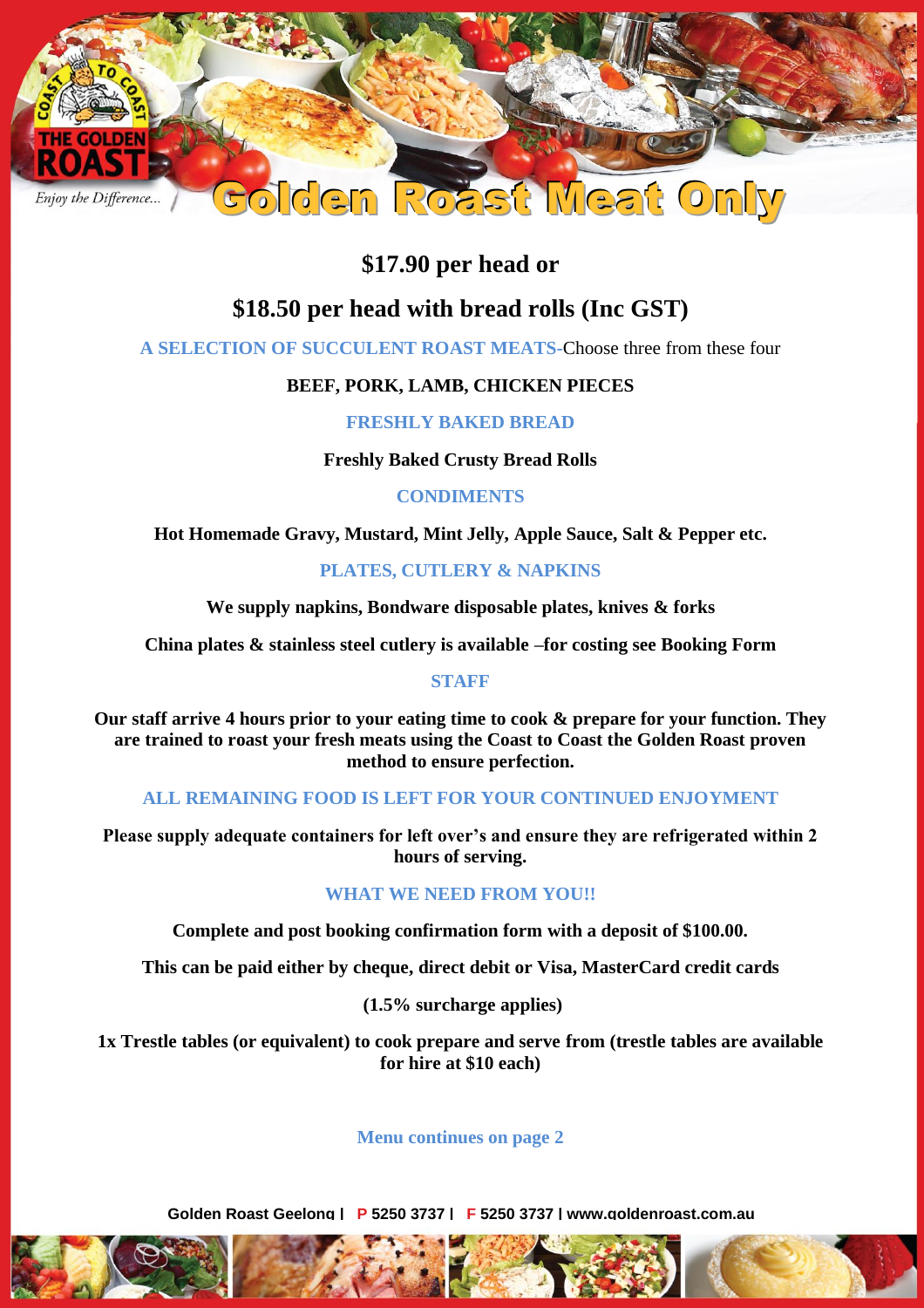# Golden Roast Meat Only

## $17.90 per head or

## $18.50 per head with bread rolls (Inc GST)

**A SELECTION OF SUCCULENT ROAST MEATS**-Choose three from these four

**BEEF, PORK, LAMB, CHICKEN PIECES**

### FRESHLY BAKED BREAD

**Freshly Baked Crusty Bread Rolls**

### CONDIMENTS

**Hot Homemade Gravy, Mustard, Mint Jelly, Apple Sauce, Salt & Pepper etc.**

### PLATES, CUTLERY & NAPKINS

**We supply napkins, Bondware disposable plates, knives & forks**

**China plates & stainless steel cutlery is available –for costing see Booking Form**

### STAFF

**Our staff arrive 4 hours prior to your eating time to cook & prepare for your function. They are trained to roast your fresh meats using the Coast to Coast the Golden Roast proven method to ensure perfection.**

### ALL REMAINING FOOD IS LEFT FOR YOUR CONTINUED ENJOYMENT

**Please supply adequate containers for left over's and ensure they are refrigerated within 2 hours of serving.**

### WHAT WE NEED FROM YOU!!

**Complete and post booking confirmation form with a deposit of $100.00.**

**This can be paid either by cheque, direct debit or Visa, MasterCard credit cards**

**(1.5% surcharge applies)**

**1x Trestle tables (or equivalent) to cook prepare and serve from (trestle tables are available for hire at $10 each)**

**Menu continues on page 2**

**Golden Roast Geelong | P 5250 3737 | F 5250 3737 | www.goldenroast.com.au**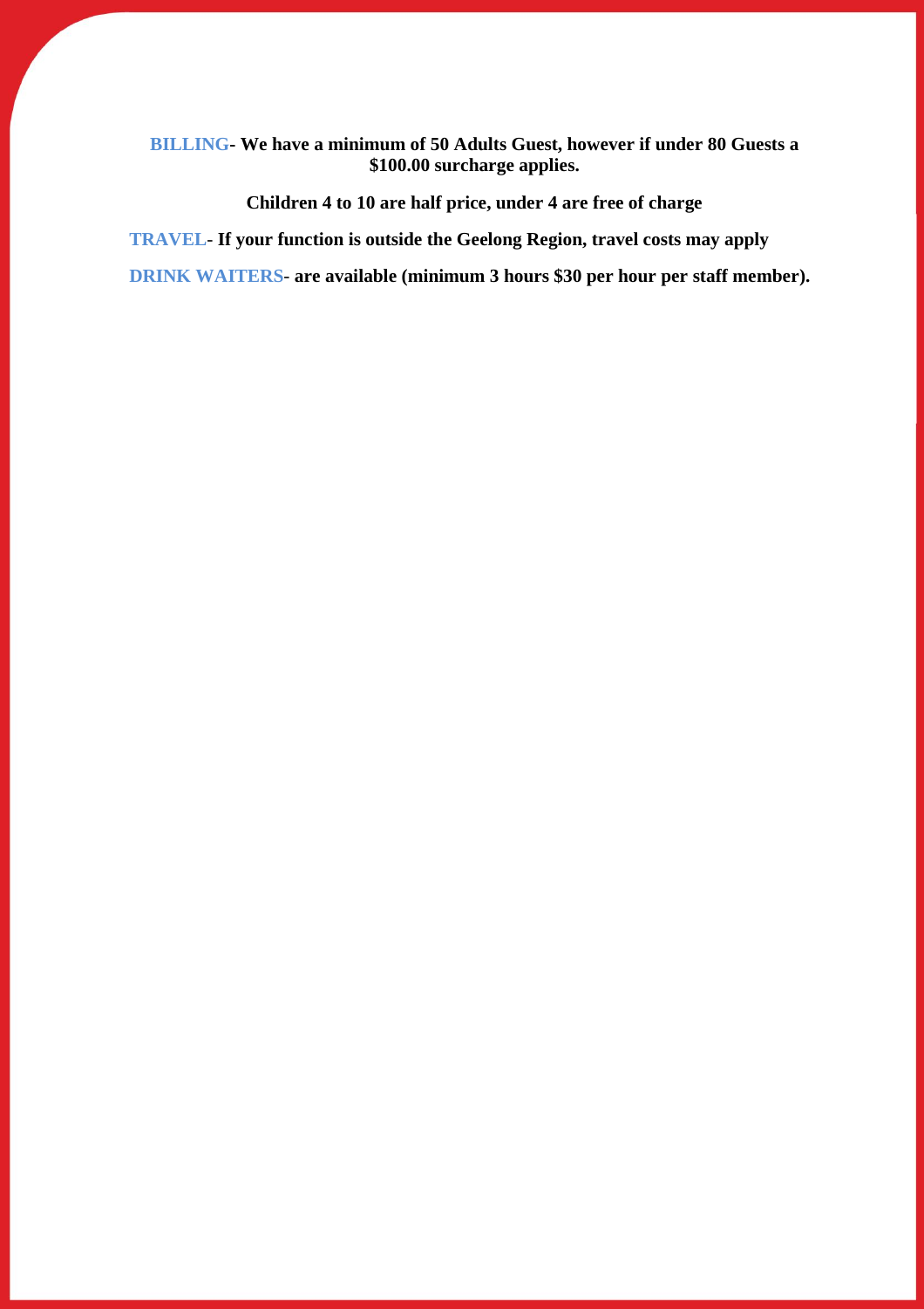**BILLING- We have a minimum of 50 Adults Guest, however if under 80 Guests a $100.00 surcharge applies.**

**Children 4 to 10 are half price, under 4 are free of charge**

**TRAVEL- If your function is outside the Geelong Region, travel costs may apply**

**DRINK WAITERS- are available (minimum 3 hours $30 per hour per staff member).**